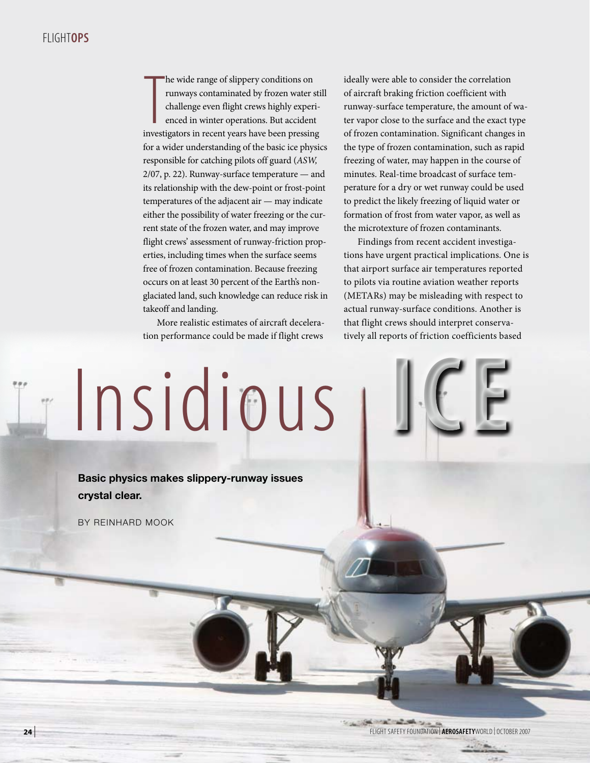# Insidious ICE

**Basic physics makes slippery-runway issues crystal clear.**

BY REINHARD MOOK

The wide range of slippery conditions on runways contaminated by frozen water still challenge even flight crews highly experienced in winter operations. But accident investigators in recent years have been pressing for a wider understanding of the basic ice physics responsible for catching pilots off guard (*ASW*, 2/07, p. 22). Runway-surface temperature — and its relationship with the dew-point or frost-point temperatures of the adjacent air — may indicate either the possibility of water freezing or the current state of the frozen water, and may improve flight crews' assessment of runway-friction properties, including times when the surface seems free of frozen contamination. Because freezing occurs on at least 30 percent of the Earth's non-glaciated land, such knowledge can reduce risk in takeoff and landing.

More realistic estimates of aircraft deceleration performance could be made if flight crews ideally were able to consider the correlation of aircraft braking friction coefficient with runway-surface temperature, the amount of water vapor close to the surface and the exact type of frozen contamination. Significant changes in the type of frozen contamination, such as rapid freezing of water, may happen in the course of minutes. Real-time broadcast of surface temperature for a dry or wet runway could be used to predict the likely freezing of liquid water or formation of frost from water vapor, as well as the microtexture of frozen contaminants.

Findings from recent accident investigations have urgent practical implications. One is that airport surface air temperatures reported to pilots via routine aviation weather reports (METARs) may be misleading with respect to actual runway-surface conditions. Another is that flight crews should interpret conservatively all reports of friction coefficients based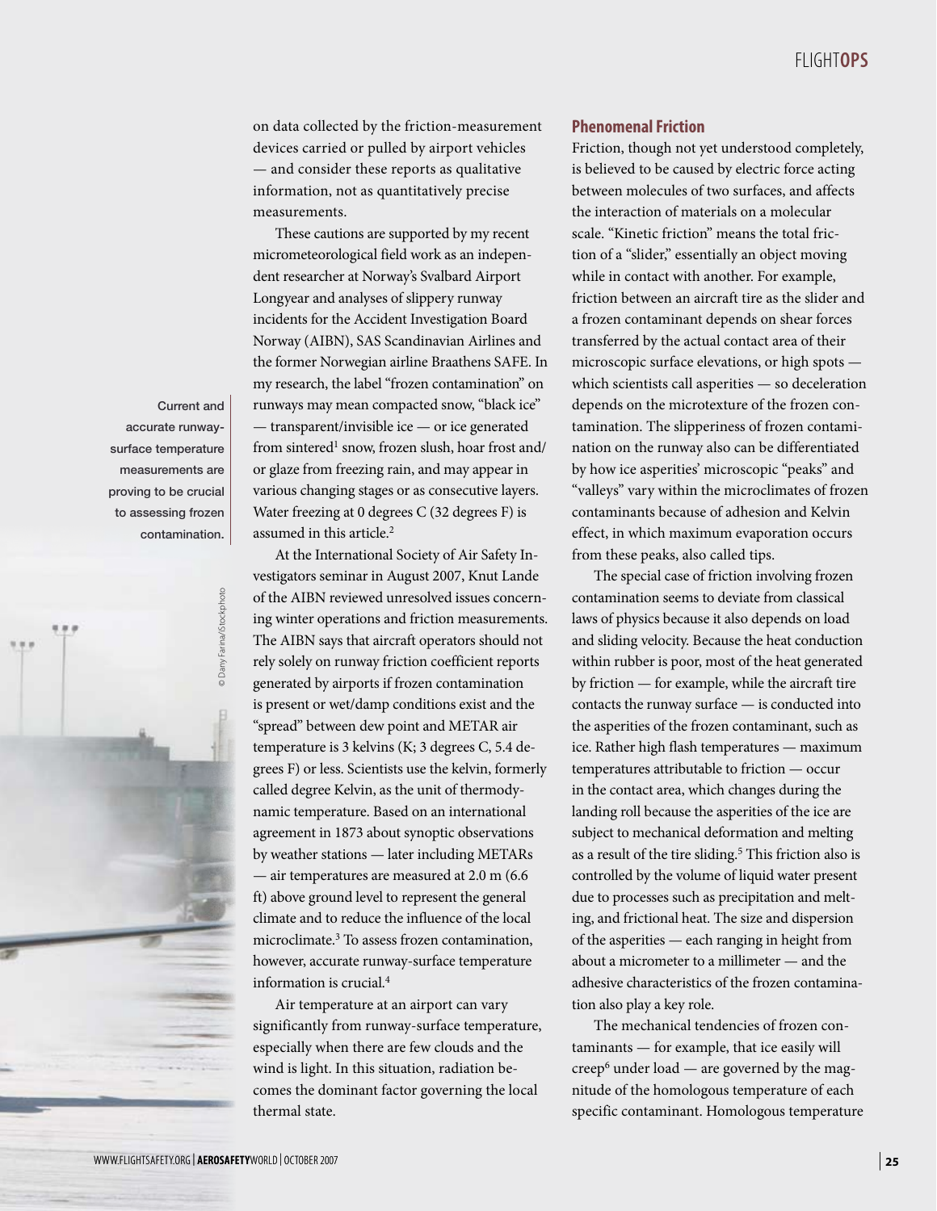on data collected by the friction-measurement devices carried or pulled by airport vehicles — and consider these reports as qualitative information, not as quantitatively precise measurements.

These cautions are supported by my recent micrometeorological field work as an independent researcher at Norway's Svalbard Airport Longyear and analyses of slippery runway incidents for the Accident Investigation Board Norway (AIBN), SAS Scandinavian Airlines and the former Norwegian airline Braathens SAFE. In my research, the label "frozen contamination" on runways may mean compacted snow, "black ice" — transparent/invisible ice — or ice generated from sintered[1] snow, frozen slush, hoar frost and/or glaze from freezing rain, and may appear in various changing stages or as consecutive layers. Water freezing at 0 degrees C (32 degrees F) is assumed in this article.[2]

Current and accurate runway-surface temperature measurements are proving to be crucial to assessing frozen contamination.

At the International Society of Air Safety Investigators seminar in August 2007, Knut Lande of the AIBN reviewed unresolved issues concerning winter operations and friction measurements. The AIBN says that aircraft operators should not rely solely on runway friction coefficient reports generated by airports if frozen contamination is present or wet/damp conditions exist and the "spread" between dew point and METAR air temperature is 3 kelvins (K; 3 degrees C, 5.4 degrees F) or less. Scientists use the kelvin, formerly called degree Kelvin, as the unit of thermodynamic temperature. Based on an international agreement in 1873 about synoptic observations by weather stations — later including METARs — air temperatures are measured at 2.0 m (6.6 ft) above ground level to represent the general climate and to reduce the influence of the local microclimate.[3] To assess frozen contamination, however, accurate runway-surface temperature information is crucial.[4]

Air temperature at an airport can vary significantly from runway-surface temperature, especially when there are few clouds and the wind is light. In this situation, radiation becomes the dominant factor governing the local thermal state.

## Phenomenal Friction

Friction, though not yet understood completely, is believed to be caused by electric force acting between molecules of two surfaces, and affects the interaction of materials on a molecular scale. "Kinetic friction" means the total friction of a "slider," essentially an object moving while in contact with another. For example, friction between an aircraft tire as the slider and a frozen contaminant depends on shear forces transferred by the actual contact area of their microscopic surface elevations, or high spots — which scientists call asperities — so deceleration depends on the microtexture of the frozen contamination. The slipperiness of frozen contamination on the runway also can be differentiated by how ice asperities' microscopic "peaks" and "valleys" vary within the microclimates of frozen contaminants because of adhesion and Kelvin effect, in which maximum evaporation occurs from these peaks, also called tips.

The special case of friction involving frozen contamination seems to deviate from classical laws of physics because it also depends on load and sliding velocity. Because the heat conduction within rubber is poor, most of the heat generated by friction — for example, while the aircraft tire contacts the runway surface — is conducted into the asperities of the frozen contaminant, such as ice. Rather high flash temperatures — maximum temperatures attributable to friction — occur in the contact area, which changes during the landing roll because the asperities of the ice are subject to mechanical deformation and melting as a result of the tire sliding.[5] This friction also is controlled by the volume of liquid water present due to processes such as precipitation and melting, and frictional heat. The size and dispersion of the asperities — each ranging in height from about a micrometer to a millimeter — and the adhesive characteristics of the frozen contamination also play a key role.

The mechanical tendencies of frozen contaminants — for example, that ice easily will creep[6] under load — are governed by the magnitude of the homologous temperature of each specific contaminant. Homologous temperature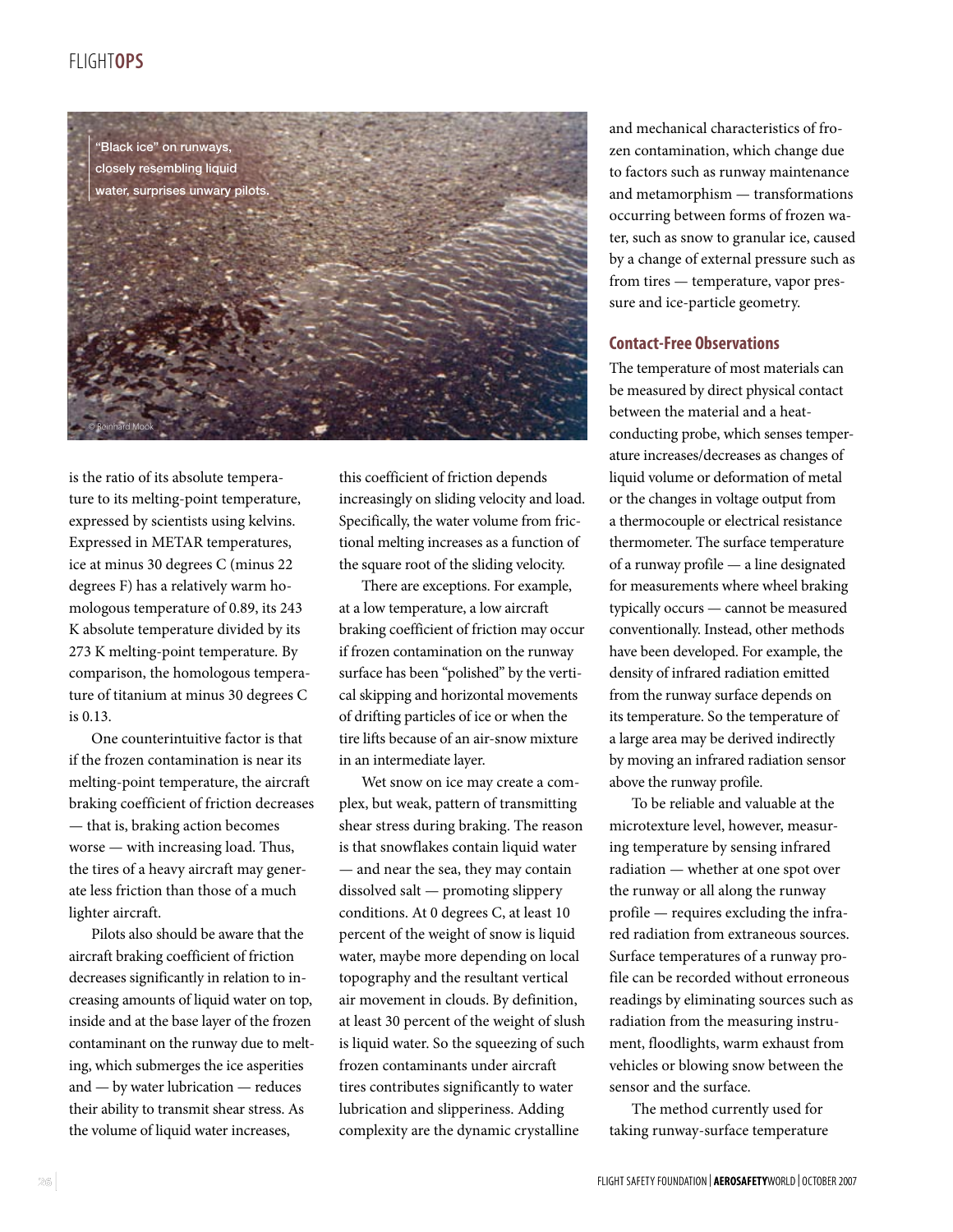"Black ice" on runways, closely resembling liquid water, surprises unwary pilots.

© Reinhard Mook

is the ratio of its absolute temperature to its melting-point temperature, expressed by scientists using kelvins. Expressed in METAR temperatures, ice at minus 30 degrees C (minus 22 degrees F) has a relatively warm homologous temperature of 0.89, its 243 K absolute temperature divided by its 273 K melting-point temperature. By comparison, the homologous temperature of titanium at minus 30 degrees C is 0.13.

One counterintuitive factor is that if the frozen contamination is near its melting-point temperature, the aircraft braking coefficient of friction decreases — that is, braking action becomes worse — with increasing load. Thus, the tires of a heavy aircraft may generate less friction than those of a much lighter aircraft.

Pilots also should be aware that the aircraft braking coefficient of friction decreases significantly in relation to increasing amounts of liquid water on top, inside and at the base layer of the frozen contaminant on the runway due to melting, which submerges the ice asperities and — by water lubrication — reduces their ability to transmit shear stress. As the volume of liquid water increases, this coefficient of friction depends increasingly on sliding velocity and load. Specifically, the water volume from frictional melting increases as a function of the square root of the sliding velocity.

There are exceptions. For example, at a low temperature, a low aircraft braking coefficient of friction may occur if frozen contamination on the runway surface has been "polished" by the vertical skipping and horizontal movements of drifting particles of ice or when the tire lifts because of an air-snow mixture in an intermediate layer.

Wet snow on ice may create a complex, but weak, pattern of transmitting shear stress during braking. The reason is that snowflakes contain liquid water — and near the sea, they may contain dissolved salt — promoting slippery conditions. At 0 degrees C, at least 10 percent of the weight of snow is liquid water, maybe more depending on local topography and the resultant vertical air movement in clouds. By definition, at least 30 percent of the weight of slush is liquid water. So the squeezing of such frozen contaminants under aircraft tires contributes significantly to water lubrication and slipperiness. Adding complexity are the dynamic crystalline and mechanical characteristics of frozen contamination, which change due to factors such as runway maintenance and metamorphism — transformations occurring between forms of frozen water, such as snow to granular ice, caused by a change of external pressure such as from tires — temperature, vapor pressure and ice-particle geometry.

## Contact-Free Observations

The temperature of most materials can be measured by direct physical contact between the material and a heat-conducting probe, which senses temperature increases/decreases as changes of liquid volume or deformation of metal or the changes in voltage output from a thermocouple or electrical resistance thermometer. The surface temperature of a runway profile — a line designated for measurements where wheel braking typically occurs — cannot be measured conventionally. Instead, other methods have been developed. For example, the density of infrared radiation emitted from the runway surface depends on its temperature. So the temperature of a large area may be derived indirectly by moving an infrared radiation sensor above the runway profile.

To be reliable and valuable at the microtexture level, however, measuring temperature by sensing infrared radiation — whether at one spot over the runway or all along the runway profile — requires excluding the infrared radiation from extraneous sources. Surface temperatures of a runway profile can be recorded without erroneous readings by eliminating sources such as radiation from the measuring instrument, floodlights, warm exhaust from vehicles or blowing snow between the sensor and the surface.

The method currently used for taking runway-surface temperature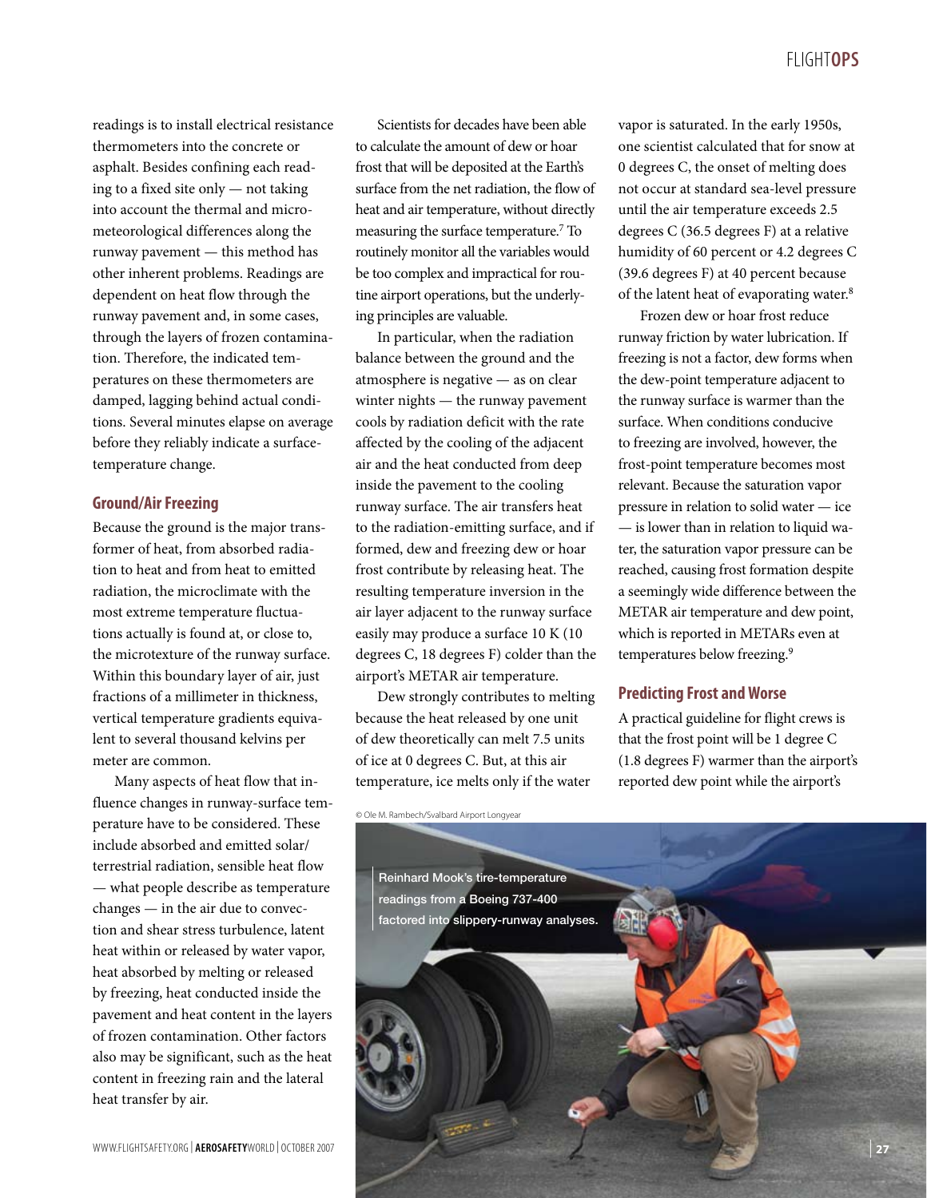readings is to install electrical resistance thermometers into the concrete or asphalt. Besides confining each reading to a fixed site only — not taking into account the thermal and micrometeorological differences along the runway pavement — this method has other inherent problems. Readings are dependent on heat flow through the runway pavement and, in some cases, through the layers of frozen contamination. Therefore, the indicated temperatures on these thermometers are damped, lagging behind actual conditions. Several minutes elapse on average before they reliably indicate a surface-temperature change.

## Ground/Air Freezing

Because the ground is the major transformer of heat, from absorbed radiation to heat and from heat to emitted radiation, the microclimate with the most extreme temperature fluctuations actually is found at, or close to, the microtexture of the runway surface. Within this boundary layer of air, just fractions of a millimeter in thickness, vertical temperature gradients equivalent to several thousand kelvins per meter are common.

Many aspects of heat flow that influence changes in runway-surface temperature have to be considered. These include absorbed and emitted solar/terrestrial radiation, sensible heat flow — what people describe as temperature changes — in the air due to convection and shear stress turbulence, latent heat within or released by water vapor, heat absorbed by melting or released by freezing, heat conducted inside the pavement and heat content in the layers of frozen contamination. Other factors also may be significant, such as the heat content in freezing rain and the lateral heat transfer by air.

Scientists for decades have been able to calculate the amount of dew or hoar frost that will be deposited at the Earth's surface from the net radiation, the flow of heat and air temperature, without directly measuring the surface temperature.[7] To routinely monitor all the variables would be too complex and impractical for routine airport operations, but the underlying principles are valuable.

In particular, when the radiation balance between the ground and the atmosphere is negative — as on clear winter nights — the runway pavement cools by radiation deficit with the rate affected by the cooling of the adjacent air and the heat conducted from deep inside the pavement to the cooling runway surface. The air transfers heat to the radiation-emitting surface, and if formed, dew and freezing dew or hoar frost contribute by releasing heat. The resulting temperature inversion in the air layer adjacent to the runway surface easily may produce a surface 10 K (10 degrees C, 18 degrees F) colder than the airport's METAR air temperature.

Dew strongly contributes to melting because the heat released by one unit of dew theoretically can melt 7.5 units of ice at 0 degrees C. But, at this air temperature, ice melts only if the water vapor is saturated. In the early 1950s, one scientist calculated that for snow at 0 degrees C, the onset of melting does not occur at standard sea-level pressure until the air temperature exceeds 2.5 degrees C (36.5 degrees F) at a relative humidity of 60 percent or 4.2 degrees C (39.6 degrees F) at 40 percent because of the latent heat of evaporating water.[8]

Frozen dew or hoar frost reduce runway friction by water lubrication. If freezing is not a factor, dew forms when the dew-point temperature adjacent to the runway surface is warmer than the surface. When conditions conducive to freezing are involved, however, the frost-point temperature becomes most relevant. Because the saturation vapor pressure in relation to solid water — ice — is lower than in relation to liquid water, the saturation vapor pressure can be reached, causing frost formation despite a seemingly wide difference between the METAR air temperature and dew point, which is reported in METARs even at temperatures below freezing.[9]

## Predicting Frost and Worse

A practical guideline for flight crews is that the frost point will be 1 degree C (1.8 degrees F) warmer than the airport's reported dew point while the airport's

© Ole M. Rambech/Svalbard Airport Longyear

Reinhard Mook's tire-temperature readings from a Boeing 737-400 factored into slippery-runway analyses.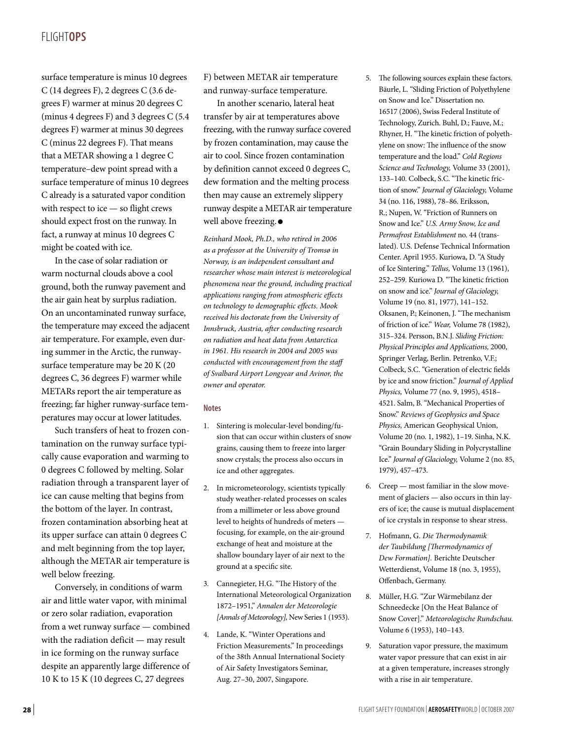surface temperature is minus 10 degrees C (14 degrees F), 2 degrees C (3.6 degrees F) warmer at minus 20 degrees C (minus 4 degrees F) and 3 degrees C (5.4 degrees F) warmer at minus 30 degrees C (minus 22 degrees F). That means that a METAR showing a 1 degree C temperature–dew point spread with a surface temperature of minus 10 degrees C already is a saturated vapor condition with respect to ice — so flight crews should expect frost on the runway. In fact, a runway at minus 10 degrees C might be coated with ice.

In the case of solar radiation or warm nocturnal clouds above a cool ground, both the runway pavement and the air gain heat by surplus radiation. On an uncontaminated runway surface, the temperature may exceed the adjacent air temperature. For example, even during summer in the Arctic, the runway-surface temperature may be 20 K (20 degrees C, 36 degrees F) warmer while METARs report the air temperature as freezing; far higher runway-surface temperatures may occur at lower latitudes.

Such transfers of heat to frozen contamination on the runway surface typically cause evaporation and warming to 0 degrees C followed by melting. Solar radiation through a transparent layer of ice can cause melting that begins from the bottom of the layer. In contrast, frozen contamination absorbing heat at its upper surface can attain 0 degrees C and melt beginning from the top layer, although the METAR air temperature is well below freezing.

Conversely, in conditions of warm air and little water vapor, with minimal or zero solar radiation, evaporation from a wet runway surface — combined with the radiation deficit — may result in ice forming on the runway surface despite an apparently large difference of 10 K to 15 K (10 degrees C, 27 degrees F) between METAR air temperature and runway-surface temperature.

In another scenario, lateral heat transfer by air at temperatures above freezing, with the runway surface covered by frozen contamination, may cause the air to cool. Since frozen contamination by definition cannot exceed 0 degrees C, dew formation and the melting process then may cause an extremely slippery runway despite a METAR air temperature well above freezing. ●

*Reinhard Mook, Ph.D., who retired in 2006 as a professor at the University of Tromsø in Norway, is an independent consultant and researcher whose main interest is meteorological phenomena near the ground, including practical applications ranging from atmospheric effects on technology to demographic effects. Mook received his doctorate from the University of Innsbruck, Austria, after conducting research on radiation and heat data from Antarctica in 1961. His research in 2004 and 2005 was conducted with encouragement from the staff of Svalbard Airport Longyear and Avinor, the owner and operator.*

#### Notes

1. Sintering is molecular-level bonding/fusion that can occur within clusters of snow grains, causing them to freeze into larger snow crystals; the process also occurs in ice and other aggregates.
2. In micrometeorology, scientists typically study weather-related processes on scales from a millimeter or less above ground level to heights of hundreds of meters — focusing, for example, on the air-ground exchange of heat and moisture at the shallow boundary layer of air next to the ground at a specific site.
3. Cannegieter, H.G. "The History of the International Meteorological Organization 1872–1951," *Annalen der Meteorologie [Annals of Meteorology],* New Series 1 (1953).
4. Lande, K. "Winter Operations and Friction Measurements." In proceedings of the 38th Annual International Society of Air Safety Investigators Seminar, Aug. 27–30, 2007, Singapore.
5. The following sources explain these factors. Bäurle, L. "Sliding Friction of Polyethylene on Snow and Ice." Dissertation no. 16517 (2006), Swiss Federal Institute of Technology, Zurich. Buhl, D.; Fauve, M.; Rhyner, H. "The kinetic friction of polyethylene on snow: The influence of the snow temperature and the load." *Cold Regions Science and Technology,* Volume 33 (2001), 133–140. Colbeck, S.C. "The kinetic friction of snow." *Journal of Glaciology,* Volume 34 (no. 116, 1988), 78–86. Eriksson, R.; Nupen, W. "Friction of Runners on Snow and Ice." *U.S. Army Snow, Ice and Permafrost Establishment* no. 44 (translated). U.S. Defense Technical Information Center. April 1955. Kuriowa, D. "A Study of Ice Sintering." *Tellus,* Volume 13 (1961), 252–259. Kuriowa D. "The kinetic friction on snow and ice." *Journal of Glaciology,* Volume 19 (no. 81, 1977), 141–152. Oksanen, P.; Keinonen, J. "The mechanism of friction of ice." *Wear,* Volume 78 (1982), 315–324. Persson, B.N.J. *Sliding Friction: Physical Principles and Applications,* 2000, Springer Verlag, Berlin. Petrenko, V.F.; Colbeck, S.C. "Generation of electric fields by ice and snow friction." *Journal of Applied Physics,* Volume 77 (no. 9, 1995), 4518–4521. Salm, B. "Mechanical Properties of Snow." *Reviews of Geophysics and Space Physics,* American Geophysical Union, Volume 20 (no. 1, 1982), 1–19. Sinha, N.K. "Grain Boundary Sliding in Polycrystalline Ice." *Journal of Glaciology,* Volume 2 (no. 85, 1979), 457–473.
6. Creep — most familiar in the slow movement of glaciers — also occurs in thin layers of ice; the cause is mutual displacement of ice crystals in response to shear stress.
7. Hofmann, G. *Die Thermodynamik der Taubildung [Thermodynamics of Dew Formation].* Berichte Deutscher Wetterdienst, Volume 18 (no. 3, 1955), Offenbach, Germany.
8. Müller, H.G. "Zur Wärmebilanz der Schneedecke [On the Heat Balance of Snow Cover]." *Meteorologische Rundschau.* Volume 6 (1953), 140–143.
9. Saturation vapor pressure, the maximum water vapor pressure that can exist in air at a given temperature, increases strongly with a rise in air temperature.